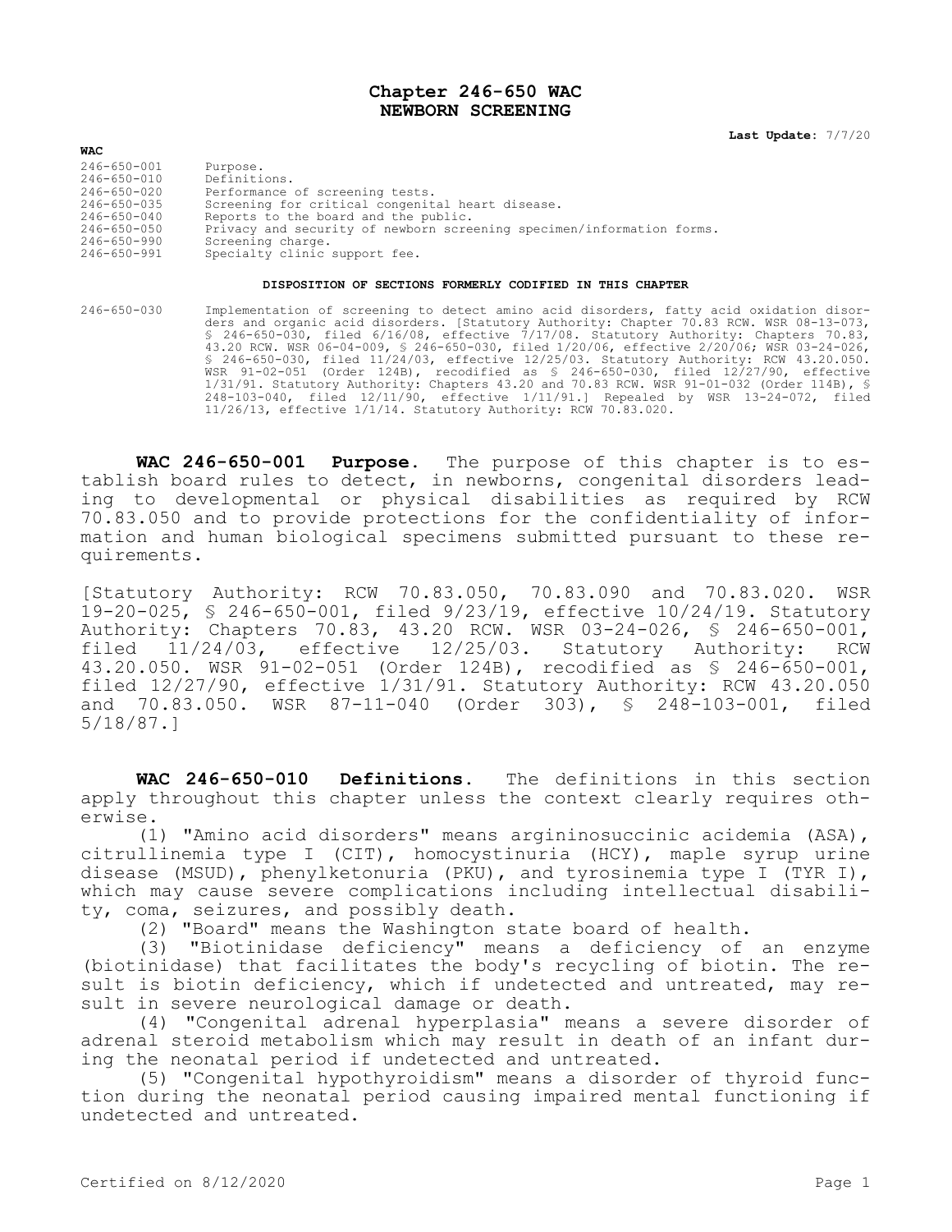# Chapter 246-650 WAC
# NEWBORN SCREENING

**Last Update:** 7/7/20

**WAC**

| | |
|---|---|
| 246-650-001 | Purpose. |
| 246-650-010 | Definitions. |
| 246-650-020 | Performance of screening tests. |
| 246-650-035 | Screening for critical congenital heart disease. |
| 246-650-040 | Reports to the board and the public. |
| 246-650-050 | Privacy and security of newborn screening specimen/information forms. |
| 246-650-990 | Screening charge. |
| 246-650-991 | Specialty clinic support fee. |

**DISPOSITION OF SECTIONS FORMERLY CODIFIED IN THIS CHAPTER**

246-650-030 Implementation of screening to detect amino acid disorders, fatty acid oxidation disorders and organic acid disorders. [Statutory Authority: Chapter 70.83 RCW. WSR 08-13-073, § 246-650-030, filed 6/16/08, effective 7/17/08. Statutory Authority: Chapters 70.83, 43.20 RCW. WSR 06-04-009, § 246-650-030, filed 1/20/06, effective 2/20/06; WSR 03-24-026, § 246-650-030, filed 11/24/03, effective 12/25/03. Statutory Authority: RCW 43.20.050. WSR 91-02-051 (Order 124B), recodified as § 246-650-030, filed 12/27/90, effective 1/31/91. Statutory Authority: Chapters 43.20 and 70.83 RCW. WSR 91-01-032 (Order 114B), § 248-103-040, filed 12/11/90, effective 1/11/91.] Repealed by WSR 13-24-072, filed 11/26/13, effective 1/1/14. Statutory Authority: RCW 70.83.020.

**WAC 246-650-001 Purpose.** The purpose of this chapter is to establish board rules to detect, in newborns, congenital disorders leading to developmental or physical disabilities as required by RCW 70.83.050 and to provide protections for the confidentiality of information and human biological specimens submitted pursuant to these requirements.

[Statutory Authority: RCW 70.83.050, 70.83.090 and 70.83.020. WSR 19-20-025, § 246-650-001, filed 9/23/19, effective 10/24/19. Statutory Authority: Chapters 70.83, 43.20 RCW. WSR 03-24-026, § 246-650-001, filed 11/24/03, effective 12/25/03. Statutory Authority: RCW 43.20.050. WSR 91-02-051 (Order 124B), recodified as § 246-650-001, filed 12/27/90, effective 1/31/91. Statutory Authority: RCW 43.20.050 and 70.83.050. WSR 87-11-040 (Order 303), § 248-103-001, filed 5/18/87.]

**WAC 246-650-010 Definitions.** The definitions in this section apply throughout this chapter unless the context clearly requires otherwise.

(1) "Amino acid disorders" means argininosuccinic acidemia (ASA), citrullinemia type I (CIT), homocystinuria (HCY), maple syrup urine disease (MSUD), phenylketonuria (PKU), and tyrosinemia type I (TYR I), which may cause severe complications including intellectual disability, coma, seizures, and possibly death.

(2) "Board" means the Washington state board of health.

(3) "Biotinidase deficiency" means a deficiency of an enzyme (biotinidase) that facilitates the body's recycling of biotin. The result is biotin deficiency, which if undetected and untreated, may result in severe neurological damage or death.

(4) "Congenital adrenal hyperplasia" means a severe disorder of adrenal steroid metabolism which may result in death of an infant during the neonatal period if undetected and untreated.

(5) "Congenital hypothyroidism" means a disorder of thyroid function during the neonatal period causing impaired mental functioning if undetected and untreated.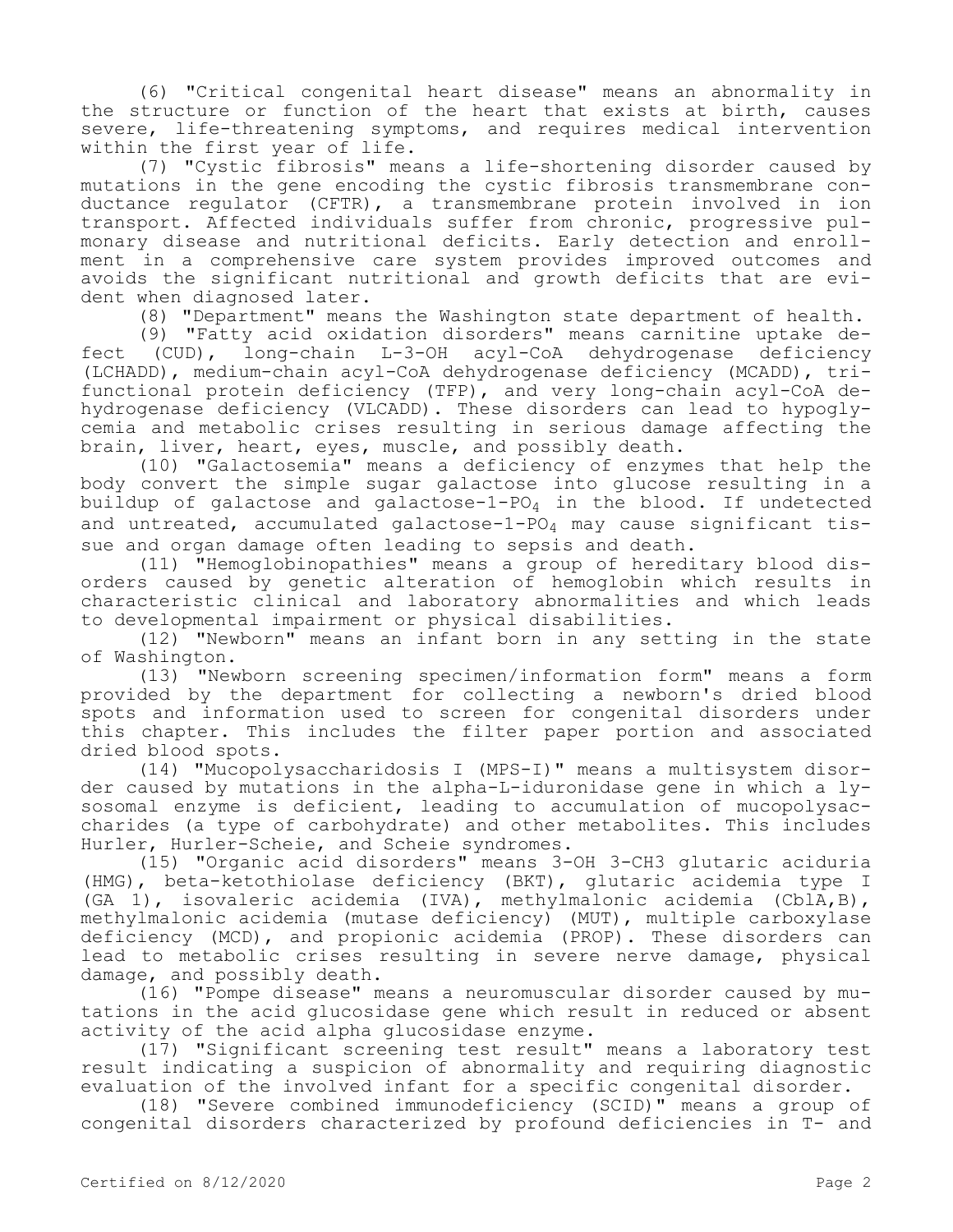(6) "Critical congenital heart disease" means an abnormality in the structure or function of the heart that exists at birth, causes severe, life-threatening symptoms, and requires medical intervention within the first year of life.

(7) "Cystic fibrosis" means a life-shortening disorder caused by mutations in the gene encoding the cystic fibrosis transmembrane conductance regulator (CFTR), a transmembrane protein involved in ion transport. Affected individuals suffer from chronic, progressive pulmonary disease and nutritional deficits. Early detection and enrollment in a comprehensive care system provides improved outcomes and avoids the significant nutritional and growth deficits that are evident when diagnosed later.

(8) "Department" means the Washington state department of health.

(9) "Fatty acid oxidation disorders" means carnitine uptake defect (CUD), long-chain L-3-OH acyl-CoA dehydrogenase deficiency (LCHADD), medium-chain acyl-CoA dehydrogenase deficiency (MCADD), trifunctional protein deficiency (TFP), and very long-chain acyl-CoA dehydrogenase deficiency (VLCADD). These disorders can lead to hypoglycemia and metabolic crises resulting in serious damage affecting the brain, liver, heart, eyes, muscle, and possibly death.

(10) "Galactosemia" means a deficiency of enzymes that help the body convert the simple sugar galactose into glucose resulting in a buildup of galactose and galactose-1-$PO_4$ in the blood. If undetected and untreated, accumulated galactose-1-$PO_4$ may cause significant tissue and organ damage often leading to sepsis and death.

(11) "Hemoglobinopathies" means a group of hereditary blood disorders caused by genetic alteration of hemoglobin which results in characteristic clinical and laboratory abnormalities and which leads to developmental impairment or physical disabilities.

(12) "Newborn" means an infant born in any setting in the state of Washington.

(13) "Newborn screening specimen/information form" means a form provided by the department for collecting a newborn's dried blood spots and information used to screen for congenital disorders under this chapter. This includes the filter paper portion and associated dried blood spots.

(14) "Mucopolysaccharidosis I (MPS-I)" means a multisystem disorder caused by mutations in the alpha-L-iduronidase gene in which a lysosomal enzyme is deficient, leading to accumulation of mucopolysaccharides (a type of carbohydrate) and other metabolites. This includes Hurler, Hurler-Scheie, and Scheie syndromes.

(15) "Organic acid disorders" means 3-OH 3-CH3 glutaric aciduria (HMG), beta-ketothiolase deficiency (BKT), glutaric acidemia type I (GA 1), isovaleric acidemia (IVA), methylmalonic acidemia (CblA,B), methylmalonic acidemia (mutase deficiency) (MUT), multiple carboxylase deficiency (MCD), and propionic acidemia (PROP). These disorders can lead to metabolic crises resulting in severe nerve damage, physical damage, and possibly death.

(16) "Pompe disease" means a neuromuscular disorder caused by mutations in the acid glucosidase gene which result in reduced or absent activity of the acid alpha glucosidase enzyme.

(17) "Significant screening test result" means a laboratory test result indicating a suspicion of abnormality and requiring diagnostic evaluation of the involved infant for a specific congenital disorder.

(18) "Severe combined immunodeficiency (SCID)" means a group of congenital disorders characterized by profound deficiencies in T- and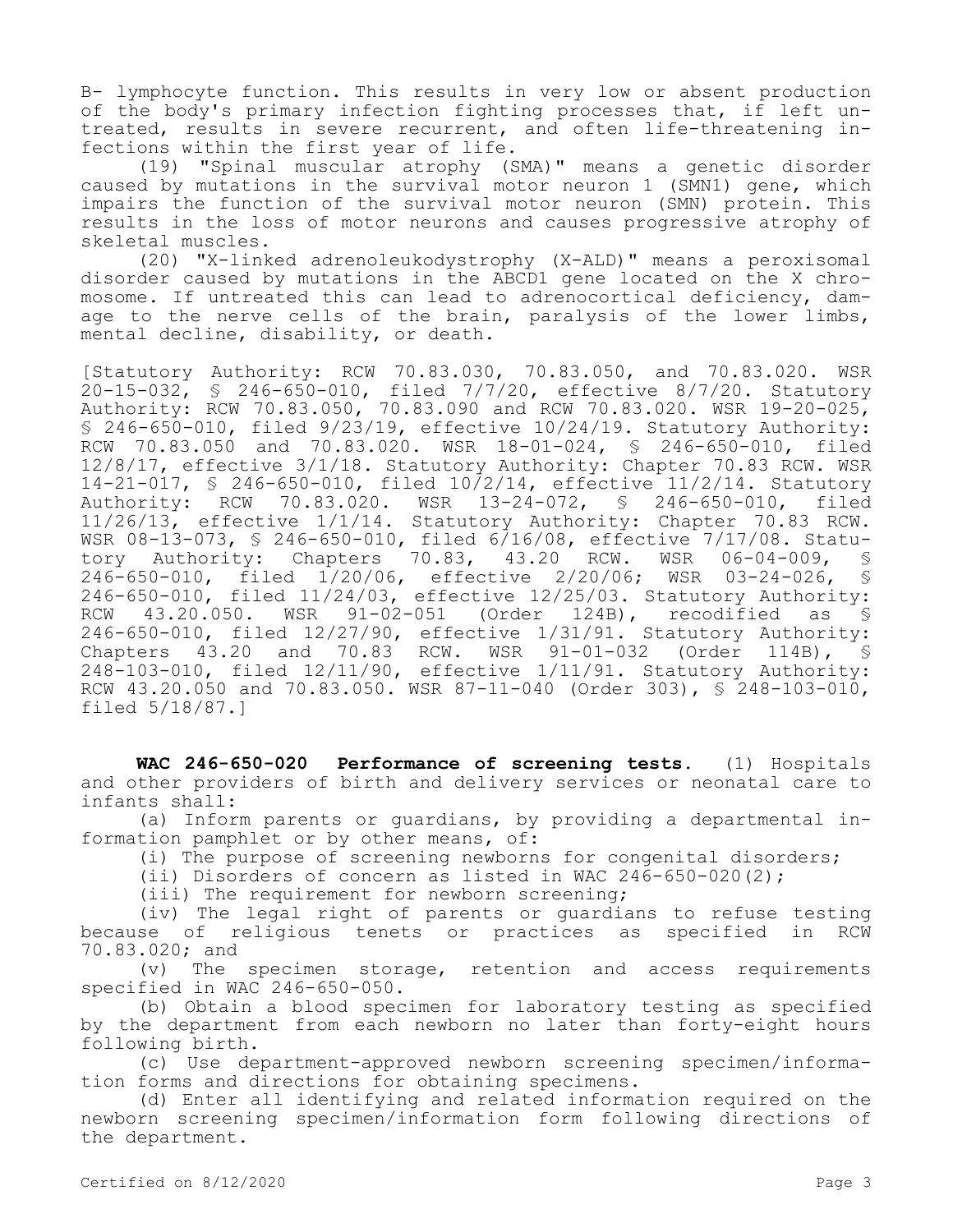B- lymphocyte function. This results in very low or absent production of the body's primary infection fighting processes that, if left untreated, results in severe recurrent, and often life-threatening infections within the first year of life.

(19) "Spinal muscular atrophy (SMA)" means a genetic disorder caused by mutations in the survival motor neuron 1 (SMN1) gene, which impairs the function of the survival motor neuron (SMN) protein. This results in the loss of motor neurons and causes progressive atrophy of skeletal muscles.

(20) "X-linked adrenoleukodystrophy (X-ALD)" means a peroxisomal disorder caused by mutations in the ABCD1 gene located on the X chromosome. If untreated this can lead to adrenocortical deficiency, damage to the nerve cells of the brain, paralysis of the lower limbs, mental decline, disability, or death.

[Statutory Authority: RCW 70.83.030, 70.83.050, and 70.83.020. WSR 20-15-032, § 246-650-010, filed 7/7/20, effective 8/7/20. Statutory Authority: RCW 70.83.050, 70.83.090 and RCW 70.83.020. WSR 19-20-025, § 246-650-010, filed 9/23/19, effective 10/24/19. Statutory Authority: RCW 70.83.050 and 70.83.020. WSR 18-01-024, § 246-650-010, filed 12/8/17, effective 3/1/18. Statutory Authority: Chapter 70.83 RCW. WSR 14-21-017, § 246-650-010, filed 10/2/14, effective 11/2/14. Statutory Authority: RCW 70.83.020. WSR 13-24-072, § 246-650-010, filed 11/26/13, effective 1/1/14. Statutory Authority: Chapter 70.83 RCW. WSR 08-13-073, § 246-650-010, filed 6/16/08, effective 7/17/08. Statutory Authority: Chapters 70.83, 43.20 RCW. WSR 06-04-009, § 246-650-010, filed 1/20/06, effective 2/20/06; WSR 03-24-026, § 246-650-010, filed 11/24/03, effective 12/25/03. Statutory Authority: RCW 43.20.050. WSR 91-02-051 (Order 124B), recodified as § 246-650-010, filed 12/27/90, effective 1/31/91. Statutory Authority: Chapters 43.20 and 70.83 RCW. WSR 91-01-032 (Order 114B), § 248-103-010, filed 12/11/90, effective 1/11/91. Statutory Authority: RCW 43.20.050 and 70.83.050. WSR 87-11-040 (Order 303), § 248-103-010, filed 5/18/87.]

**WAC 246-650-020 Performance of screening tests.** (1) Hospitals and other providers of birth and delivery services or neonatal care to infants shall:

(a) Inform parents or guardians, by providing a departmental information pamphlet or by other means, of:

(i) The purpose of screening newborns for congenital disorders;

(ii) Disorders of concern as listed in WAC 246-650-020(2);

(iii) The requirement for newborn screening;

(iv) The legal right of parents or guardians to refuse testing because of religious tenets or practices as specified in RCW 70.83.020; and

(v) The specimen storage, retention and access requirements specified in WAC 246-650-050.

(b) Obtain a blood specimen for laboratory testing as specified by the department from each newborn no later than forty-eight hours following birth.

(c) Use department-approved newborn screening specimen/information forms and directions for obtaining specimens.

(d) Enter all identifying and related information required on the newborn screening specimen/information form following directions of the department.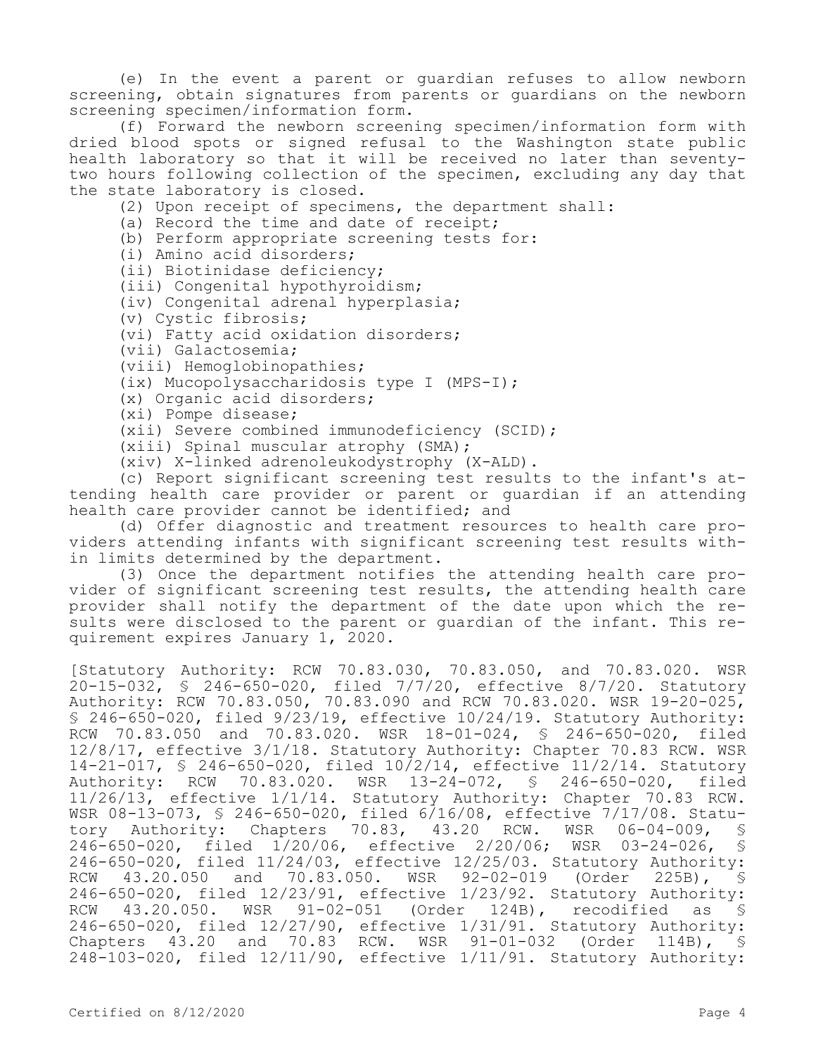(e) In the event a parent or guardian refuses to allow newborn screening, obtain signatures from parents or guardians on the newborn screening specimen/information form.

(f) Forward the newborn screening specimen/information form with dried blood spots or signed refusal to the Washington state public health laboratory so that it will be received no later than seventy-two hours following collection of the specimen, excluding any day that the state laboratory is closed.

(2) Upon receipt of specimens, the department shall:

(a) Record the time and date of receipt;

(b) Perform appropriate screening tests for:

(i) Amino acid disorders;

(ii) Biotinidase deficiency;

(iii) Congenital hypothyroidism;

(iv) Congenital adrenal hyperplasia;

(v) Cystic fibrosis;

(vi) Fatty acid oxidation disorders;

(vii) Galactosemia;

(viii) Hemoglobinopathies;

(ix) Mucopolysaccharidosis type I (MPS-I);

(x) Organic acid disorders;

(xi) Pompe disease;

(xii) Severe combined immunodeficiency (SCID);

(xiii) Spinal muscular atrophy (SMA);

(xiv) X-linked adrenoleukodystrophy (X-ALD).

(c) Report significant screening test results to the infant's attending health care provider or parent or guardian if an attending health care provider cannot be identified; and

(d) Offer diagnostic and treatment resources to health care providers attending infants with significant screening test results within limits determined by the department.

(3) Once the department notifies the attending health care provider of significant screening test results, the attending health care provider shall notify the department of the date upon which the results were disclosed to the parent or guardian of the infant. This requirement expires January 1, 2020.

[Statutory Authority: RCW 70.83.030, 70.83.050, and 70.83.020. WSR 20-15-032, § 246-650-020, filed 7/7/20, effective 8/7/20. Statutory Authority: RCW 70.83.050, 70.83.090 and RCW 70.83.020. WSR 19-20-025, § 246-650-020, filed 9/23/19, effective 10/24/19. Statutory Authority: RCW 70.83.050 and 70.83.020. WSR 18-01-024, § 246-650-020, filed 12/8/17, effective 3/1/18. Statutory Authority: Chapter 70.83 RCW. WSR 14-21-017, § 246-650-020, filed 10/2/14, effective 11/2/14. Statutory Authority: RCW 70.83.020. WSR 13-24-072, § 246-650-020, filed 11/26/13, effective 1/1/14. Statutory Authority: Chapter 70.83 RCW. WSR 08-13-073, § 246-650-020, filed 6/16/08, effective 7/17/08. Statutory Authority: Chapters 70.83, 43.20 RCW. WSR 06-04-009, § 246-650-020, filed 1/20/06, effective 2/20/06; WSR 03-24-026, § 246-650-020, filed 11/24/03, effective 12/25/03. Statutory Authority: RCW 43.20.050 and 70.83.050. WSR 92-02-019 (Order 225B), § 246-650-020, filed 12/23/91, effective 1/23/92. Statutory Authority: RCW 43.20.050. WSR 91-02-051 (Order 124B), recodified as § 246-650-020, filed 12/27/90, effective 1/31/91. Statutory Authority: Chapters 43.20 and 70.83 RCW. WSR 91-01-032 (Order 114B), § 248-103-020, filed 12/11/90, effective 1/11/91. Statutory Authority: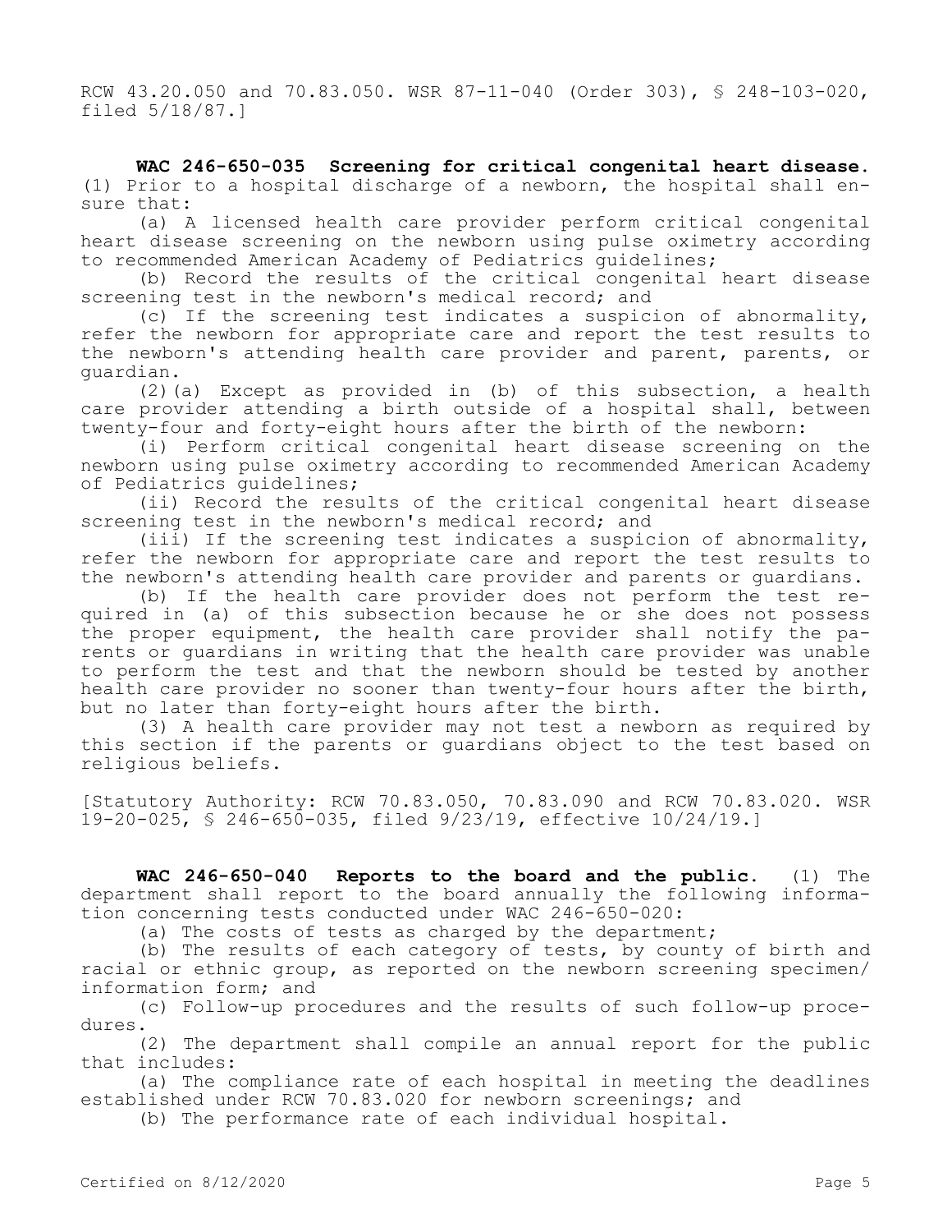RCW 43.20.050 and 70.83.050. WSR 87-11-040 (Order 303), § 248-103-020, filed 5/18/87.]

**WAC 246-650-035 Screening for critical congenital heart disease.** (1) Prior to a hospital discharge of a newborn, the hospital shall ensure that:

(a) A licensed health care provider perform critical congenital heart disease screening on the newborn using pulse oximetry according to recommended American Academy of Pediatrics guidelines;

(b) Record the results of the critical congenital heart disease screening test in the newborn's medical record; and

(c) If the screening test indicates a suspicion of abnormality, refer the newborn for appropriate care and report the test results to the newborn's attending health care provider and parent, parents, or guardian.

(2)(a) Except as provided in (b) of this subsection, a health care provider attending a birth outside of a hospital shall, between twenty-four and forty-eight hours after the birth of the newborn:

(i) Perform critical congenital heart disease screening on the newborn using pulse oximetry according to recommended American Academy of Pediatrics guidelines;

(ii) Record the results of the critical congenital heart disease screening test in the newborn's medical record; and

(iii) If the screening test indicates a suspicion of abnormality, refer the newborn for appropriate care and report the test results to the newborn's attending health care provider and parents or guardians.

(b) If the health care provider does not perform the test required in (a) of this subsection because he or she does not possess the proper equipment, the health care provider shall notify the parents or guardians in writing that the health care provider was unable to perform the test and that the newborn should be tested by another health care provider no sooner than twenty-four hours after the birth, but no later than forty-eight hours after the birth.

(3) A health care provider may not test a newborn as required by this section if the parents or guardians object to the test based on religious beliefs.

[Statutory Authority: RCW 70.83.050, 70.83.090 and RCW 70.83.020. WSR 19-20-025, § 246-650-035, filed 9/23/19, effective 10/24/19.]

**WAC 246-650-040 Reports to the board and the public.** (1) The department shall report to the board annually the following information concerning tests conducted under WAC 246-650-020:

(a) The costs of tests as charged by the department;

(b) The results of each category of tests, by county of birth and racial or ethnic group, as reported on the newborn screening specimen/information form; and

(c) Follow-up procedures and the results of such follow-up procedures.

(2) The department shall compile an annual report for the public that includes:

(a) The compliance rate of each hospital in meeting the deadlines established under RCW 70.83.020 for newborn screenings; and

(b) The performance rate of each individual hospital.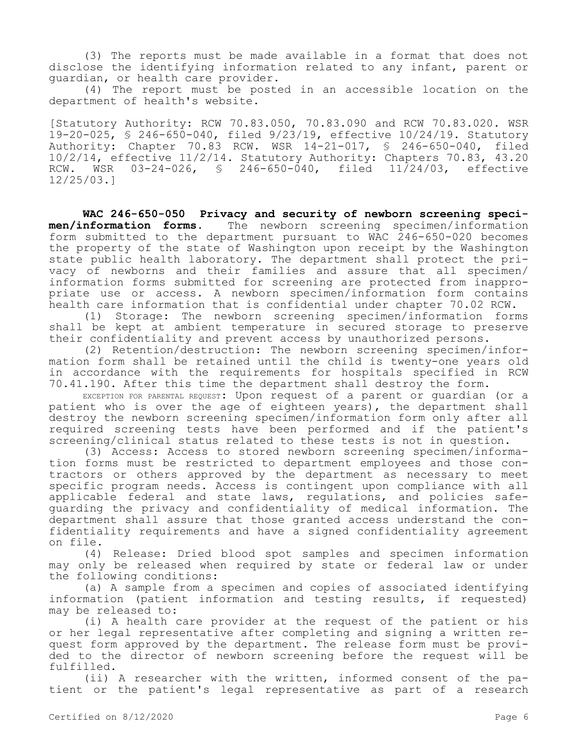(3) The reports must be made available in a format that does not disclose the identifying information related to any infant, parent or guardian, or health care provider.

(4) The report must be posted in an accessible location on the department of health's website.

[Statutory Authority: RCW 70.83.050, 70.83.090 and RCW 70.83.020. WSR 19-20-025, § 246-650-040, filed 9/23/19, effective 10/24/19. Statutory Authority: Chapter 70.83 RCW. WSR 14-21-017, § 246-650-040, filed 10/2/14, effective 11/2/14. Statutory Authority: Chapters 70.83, 43.20 RCW. WSR 03-24-026, § 246-650-040, filed 11/24/03, effective 12/25/03.]

**WAC 246-650-050 Privacy and security of newborn screening specimen/information forms.** The newborn screening specimen/information form submitted to the department pursuant to WAC 246-650-020 becomes the property of the state of Washington upon receipt by the Washington state public health laboratory. The department shall protect the privacy of newborns and their families and assure that all specimen/information forms submitted for screening are protected from inappropriate use or access. A newborn specimen/information form contains health care information that is confidential under chapter 70.02 RCW.

(1) Storage: The newborn screening specimen/information forms shall be kept at ambient temperature in secured storage to preserve their confidentiality and prevent access by unauthorized persons.

(2) Retention/destruction: The newborn screening specimen/information form shall be retained until the child is twenty-one years old in accordance with the requirements for hospitals specified in RCW 70.41.190. After this time the department shall destroy the form.

EXCEPTION FOR PARENTAL REQUEST: Upon request of a parent or guardian (or a patient who is over the age of eighteen years), the department shall destroy the newborn screening specimen/information form only after all required screening tests have been performed and if the patient's screening/clinical status related to these tests is not in question.

(3) Access: Access to stored newborn screening specimen/information forms must be restricted to department employees and those contractors or others approved by the department as necessary to meet specific program needs. Access is contingent upon compliance with all applicable federal and state laws, regulations, and policies safeguarding the privacy and confidentiality of medical information. The department shall assure that those granted access understand the confidentiality requirements and have a signed confidentiality agreement on file.

(4) Release: Dried blood spot samples and specimen information may only be released when required by state or federal law or under the following conditions:

(a) A sample from a specimen and copies of associated identifying information (patient information and testing results, if requested) may be released to:

(i) A health care provider at the request of the patient or his or her legal representative after completing and signing a written request form approved by the department. The release form must be provided to the director of newborn screening before the request will be fulfilled.

(ii) A researcher with the written, informed consent of the patient or the patient's legal representative as part of a research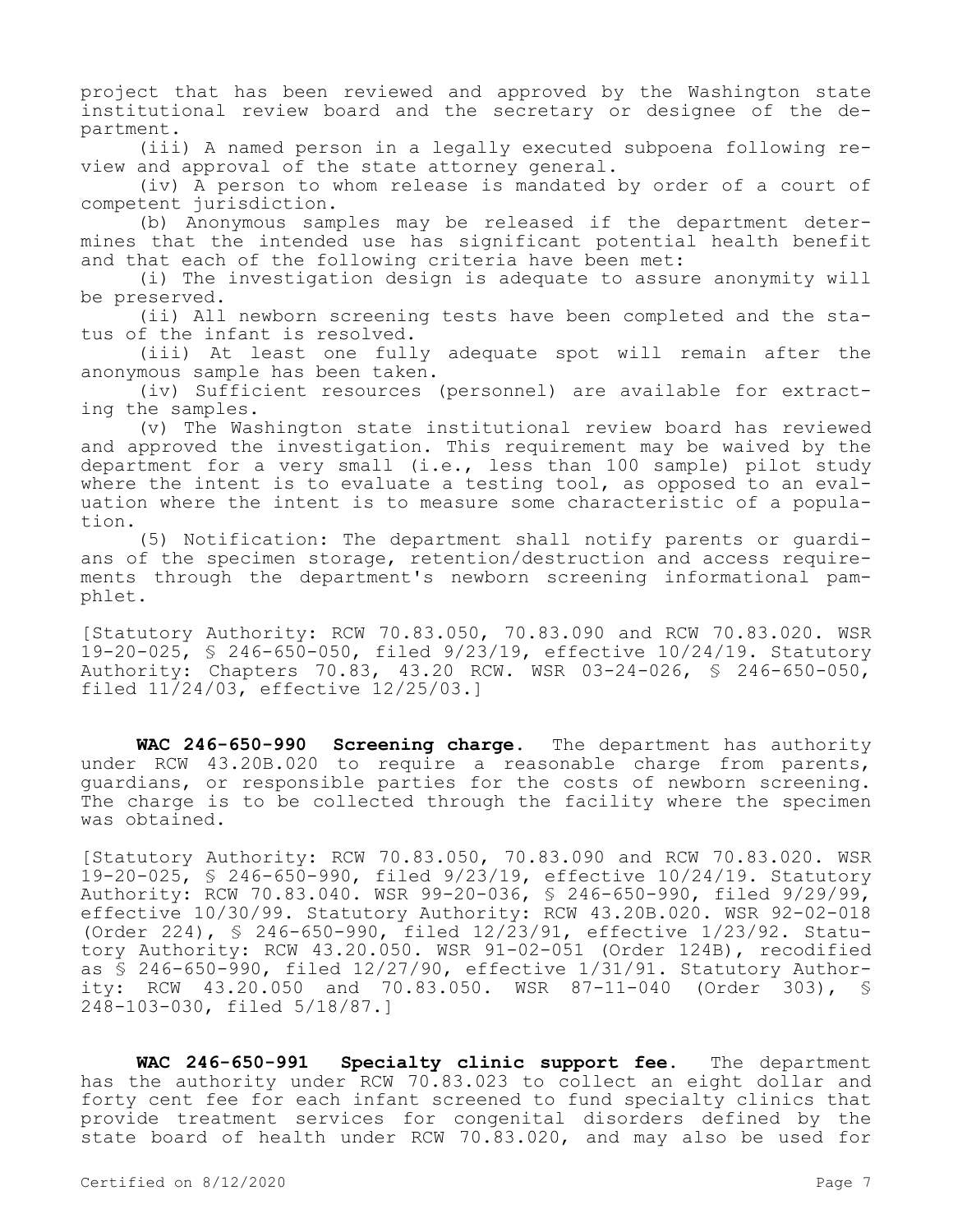project that has been reviewed and approved by the Washington state institutional review board and the secretary or designee of the department.

(iii) A named person in a legally executed subpoena following review and approval of the state attorney general.

(iv) A person to whom release is mandated by order of a court of competent jurisdiction.

(b) Anonymous samples may be released if the department determines that the intended use has significant potential health benefit and that each of the following criteria have been met:

(i) The investigation design is adequate to assure anonymity will be preserved.

(ii) All newborn screening tests have been completed and the status of the infant is resolved.

(iii) At least one fully adequate spot will remain after the anonymous sample has been taken.

(iv) Sufficient resources (personnel) are available for extracting the samples.

(v) The Washington state institutional review board has reviewed and approved the investigation. This requirement may be waived by the department for a very small (i.e., less than 100 sample) pilot study where the intent is to evaluate a testing tool, as opposed to an evaluation where the intent is to measure some characteristic of a population.

(5) Notification: The department shall notify parents or guardians of the specimen storage, retention/destruction and access requirements through the department's newborn screening informational pamphlet.

[Statutory Authority: RCW 70.83.050, 70.83.090 and RCW 70.83.020. WSR 19-20-025, § 246-650-050, filed 9/23/19, effective 10/24/19. Statutory Authority: Chapters 70.83, 43.20 RCW. WSR 03-24-026, § 246-650-050, filed 11/24/03, effective 12/25/03.]

**WAC 246-650-990 Screening charge.** The department has authority under RCW 43.20B.020 to require a reasonable charge from parents, guardians, or responsible parties for the costs of newborn screening. The charge is to be collected through the facility where the specimen was obtained.

[Statutory Authority: RCW 70.83.050, 70.83.090 and RCW 70.83.020. WSR 19-20-025, § 246-650-990, filed 9/23/19, effective 10/24/19. Statutory Authority: RCW 70.83.040. WSR 99-20-036, § 246-650-990, filed 9/29/99, effective 10/30/99. Statutory Authority: RCW 43.20B.020. WSR 92-02-018 (Order 224), § 246-650-990, filed 12/23/91, effective 1/23/92. Statutory Authority: RCW 43.20.050. WSR 91-02-051 (Order 124B), recodified as § 246-650-990, filed 12/27/90, effective 1/31/91. Statutory Authority: RCW 43.20.050 and 70.83.050. WSR 87-11-040 (Order 303), § 248-103-030, filed 5/18/87.]

**WAC 246-650-991 Specialty clinic support fee.** The department has the authority under RCW 70.83.023 to collect an eight dollar and forty cent fee for each infant screened to fund specialty clinics that provide treatment services for congenital disorders defined by the state board of health under RCW 70.83.020, and may also be used for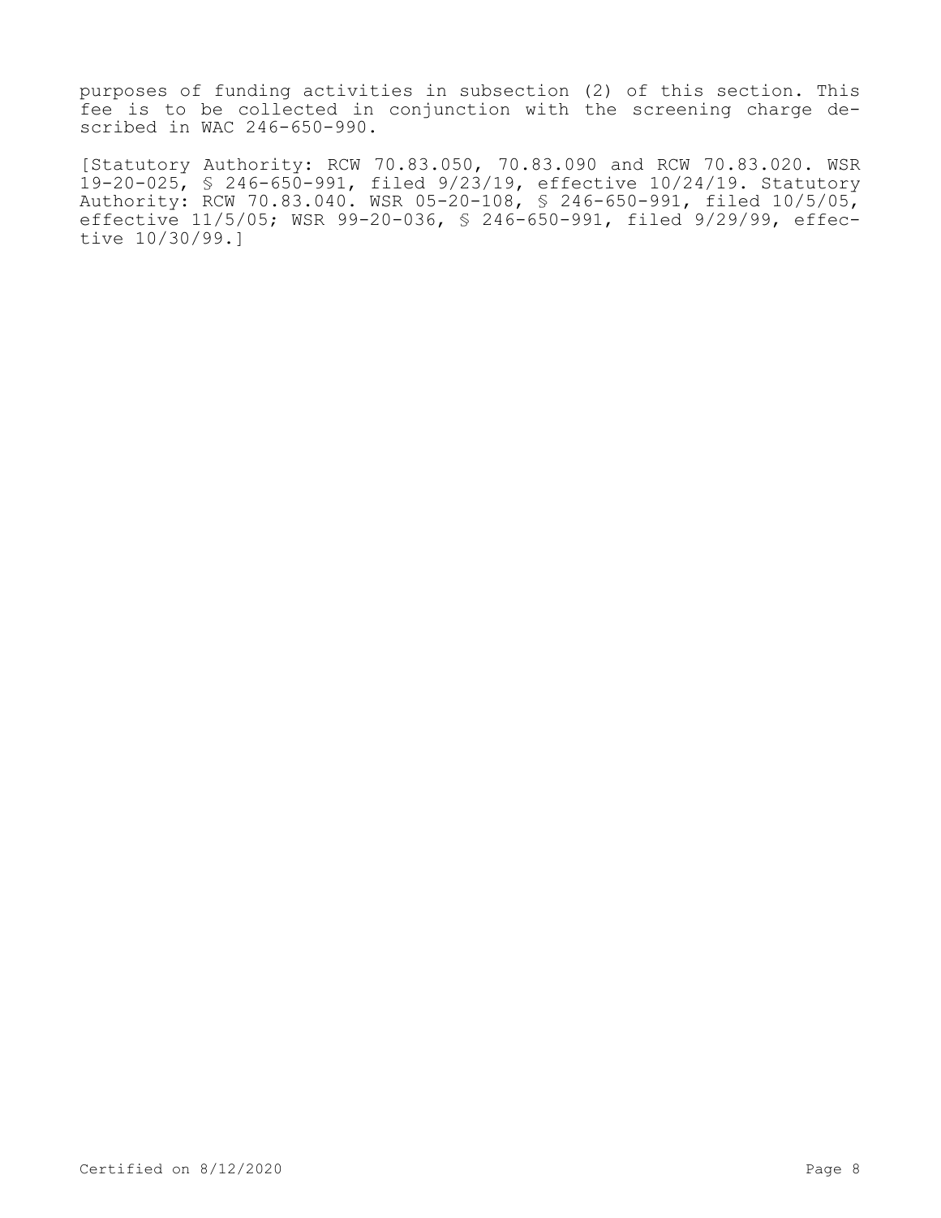purposes of funding activities in subsection (2) of this section. This fee is to be collected in conjunction with the screening charge described in WAC 246-650-990.

[Statutory Authority: RCW 70.83.050, 70.83.090 and RCW 70.83.020. WSR 19-20-025, § 246-650-991, filed 9/23/19, effective 10/24/19. Statutory Authority: RCW 70.83.040. WSR 05-20-108, § 246-650-991, filed 10/5/05, effective 11/5/05; WSR 99-20-036, § 246-650-991, filed 9/29/99, effective 10/30/99.]